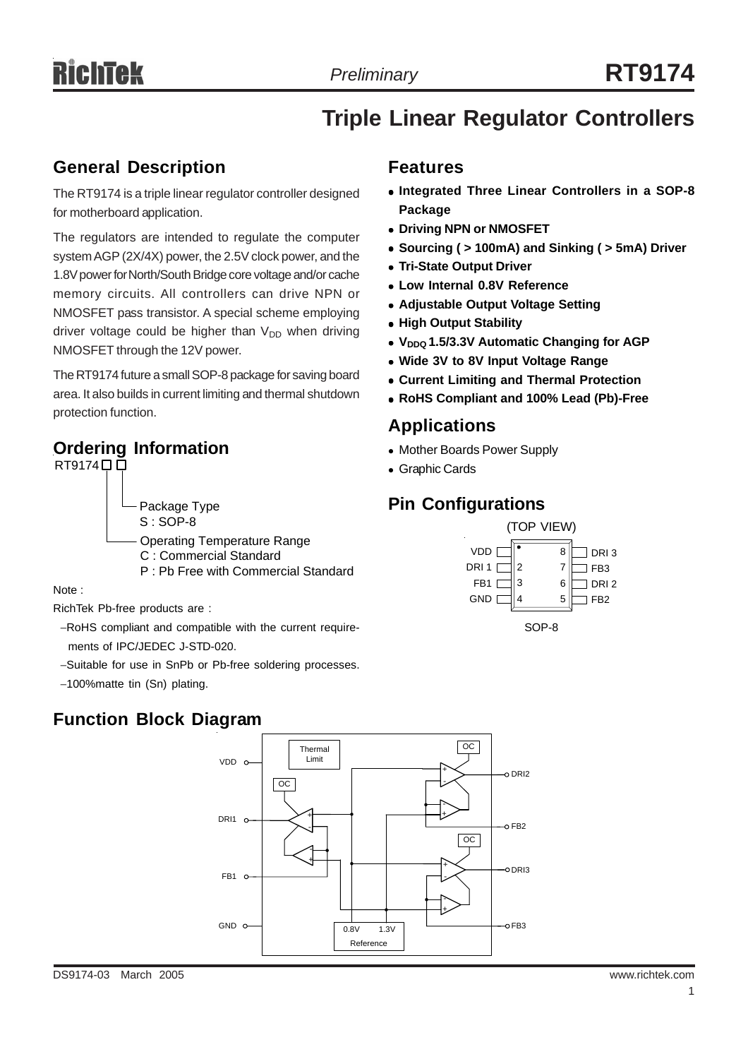# RT9174

*Preliminary*

## Triple Linear Regulator Controllers

## General Description

The RT9174 is a triple linear regulator controller designed for motherboard application.

The regulators are intended to regulate the computer system AGP (2X/4X) power, the 2.5V clock power, and the 1.8V power for North/South Bridge core voltage and/or cache memory circuits. All controllers can drive NPN or NMOSFET pass transistor. A special scheme employing driver voltage could be higher than $V_{DD}$ when driving NMOSFET through the 12V power.

The RT9174 future a small SOP-8 package for saving board area. It also builds in current limiting and thermal shutdown protection function.

## Ordering Information

RT9174□□

- Package Type
  - S : SOP-8
- Operating Temperature Range
  - C : Commercial Standard
  - P : Pb Free with Commercial Standard

Note :

RichTek Pb-free products are :

- RoHS compliant and compatible with the current requirements of IPC/JEDEC J-STD-020.
- Suitable for use in SnPb or Pb-free soldering processes.
- 100%matte tin (Sn) plating.

## Features

- **Integrated Three Linear Controllers in a SOP-8 Package**
- **Driving NPN or NMOSFET**
- **Sourcing ( > 100mA) and Sinking ( > 5mA) Driver**
- **Tri-State Output Driver**
- **Low Internal 0.8V Reference**
- **Adjustable Output Voltage Setting**
- **High Output Stability**
- **$V_{DDQ}$ 1.5/3.3V Automatic Changing for AGP**
- **Wide 3V to 8V Input Voltage Range**
- **Current Limiting and Thermal Protection**
- **RoHS Compliant and 100% Lead (Pb)-Free**

## Applications

- Mother Boards Power Supply
- Graphic Cards

## Pin Configurations

(TOP VIEW)

| Pin | Name | Pin | Name |
|---|---|---|---|
| 1 | VDD | 8 | DRI 3 |
| 2 | DRI 1 | 7 | FB3 |
| 3 | FB1 | 6 | DRI 2 |
| 4 | GND | 5 | FB2 |

SOP-8

## Function Block Diagram

Thermal Limit, OC, VDD, DRI1, FB1, GND, DRI2, FB2, DRI3, FB3, 0.8V, 1.3V, Reference

DS9174-03 March 2005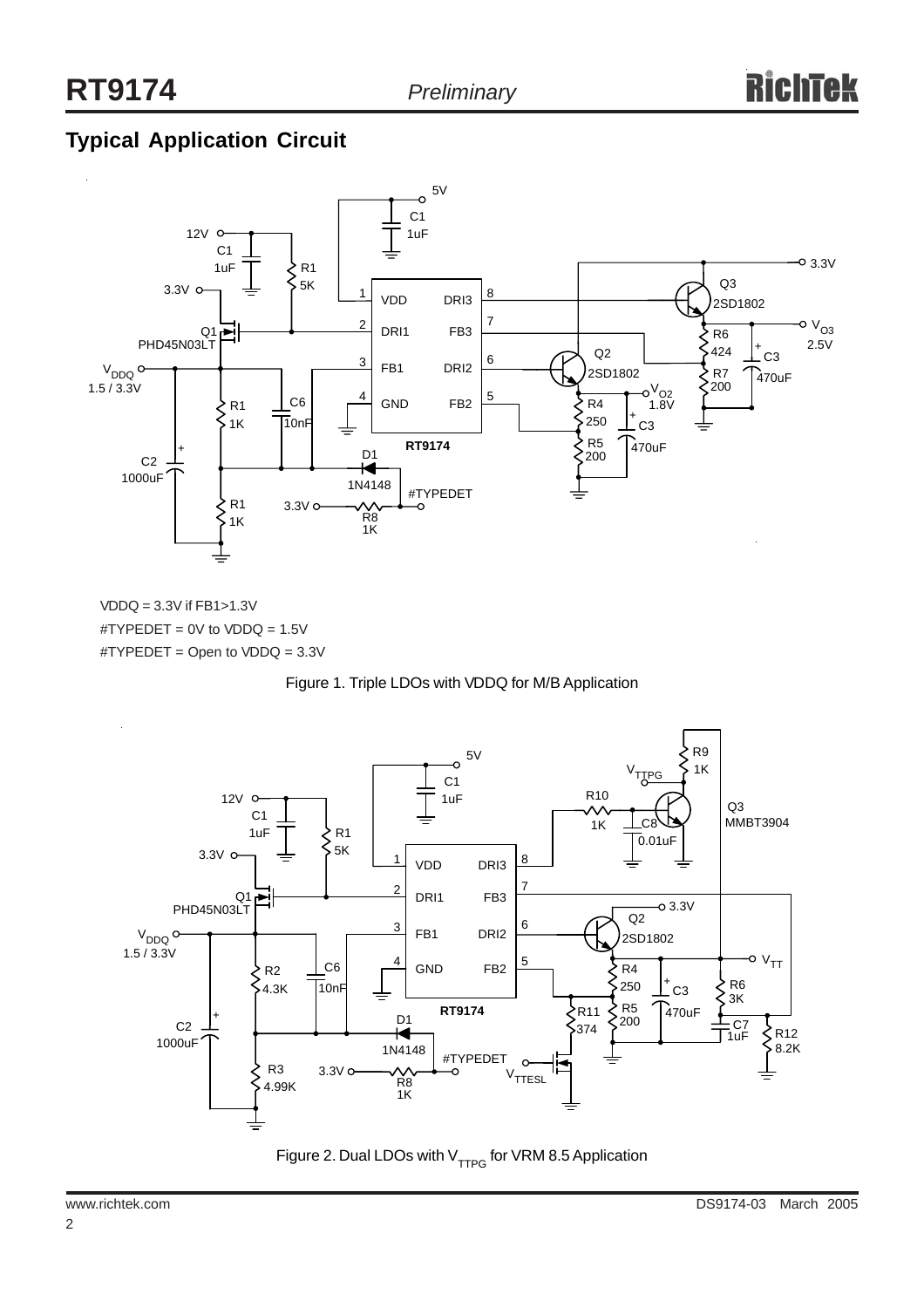## Typical Application Circuit

VDDQ = 3.3V if FB1>1.3V

#TYPEDET = 0V to VDDQ = 1.5V

#TYPEDET = Open to VDDQ = 3.3V

Figure 1. Triple LDOs with VDDQ for M/B Application

Figure 2. Dual LDOs with $V_{TTPG}$ for VRM 8.5 Application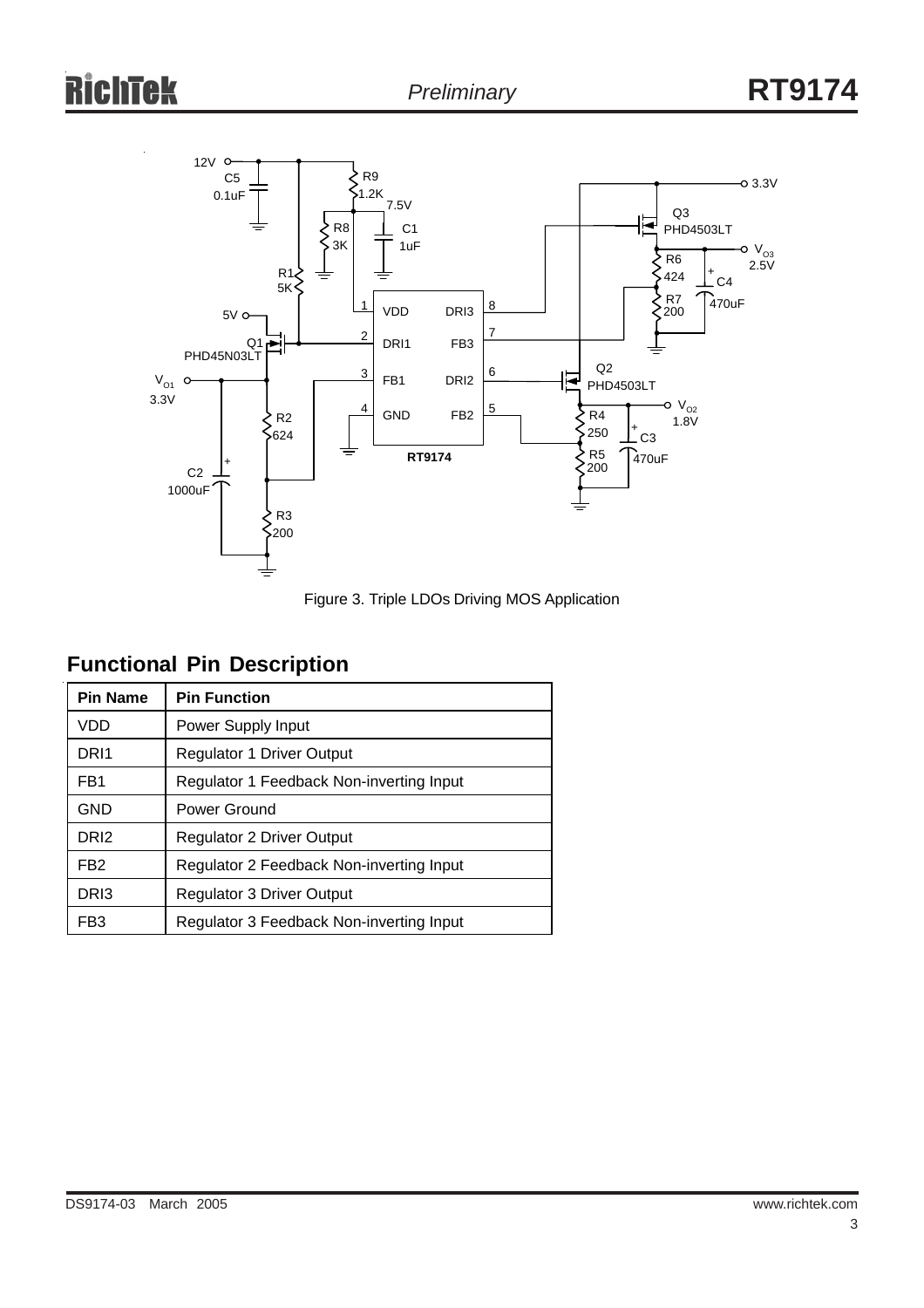Figure 3. Triple LDOs Driving MOS Application

## Functional Pin Description

| Pin Name | Pin Function |
|---|---|
| VDD | Power Supply Input |
| DRI1 | Regulator 1 Driver Output |
| FB1 | Regulator 1 Feedback Non-inverting Input |
| GND | Power Ground |
| DRI2 | Regulator 2 Driver Output |
| FB2 | Regulator 2 Feedback Non-inverting Input |
| DRI3 | Regulator 3 Driver Output |
| FB3 | Regulator 3 Feedback Non-inverting Input |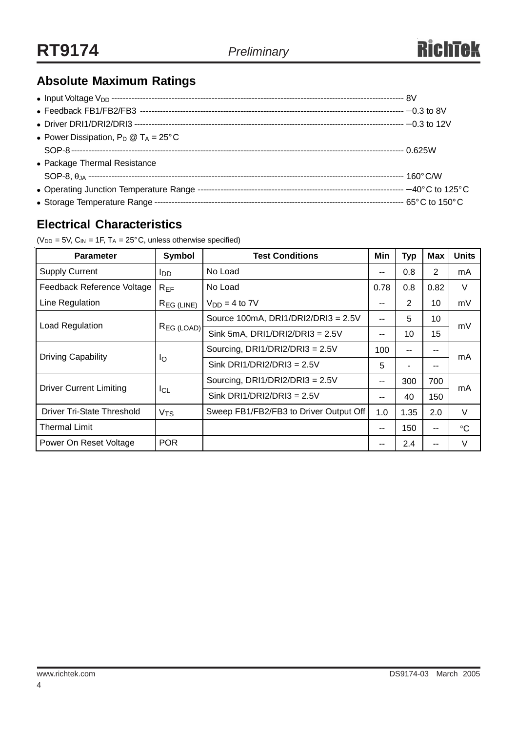## Absolute Maximum Ratings

- Input Voltage $V_{DD}$ ---------- 8V
- Feedback FB1/FB2/FB3 ---------- −0.3 to 8V
- Driver DRI1/DRI2/DRI3 ---------- −0.3 to 12V
- Power Dissipation, $P_D$ @ $T_A$ = 25°C
  SOP-8 ---------- 0.625W
- Package Thermal Resistance
  SOP-8, $\theta_{JA}$ ---------- 160°C/W
- Operating Junction Temperature Range ---------- −40°C to 125°C
- Storage Temperature Range ---------- 65°C to 150°C

## Electrical Characteristics

($V_{DD}$ = 5V, $C_{IN}$ = 1F, $T_A$ = 25°C, unless otherwise specified)

| Parameter | Symbol | Test Conditions | Min | Typ | Max | Units |
|---|---|---|---|---|---|---|
| Supply Current | $I_{DD}$ | No Load | -- | 0.8 | 2 | mA |
| Feedback Reference Voltage | $R_{EF}$ | No Load | 0.78 | 0.8 | 0.82 | V |
| Line Regulation | $R_{EG\ (LINE)}$ | $V_{DD}$ = 4 to 7V | -- | 2 | 10 | mV |
| Load Regulation | $R_{EG\ (LOAD)}$ | Source 100mA, DRI1/DRI2/DRI3 = 2.5V | -- | 5 | 10 | mV |
| | | Sink 5mA, DRI1/DRI2/DRI3 = 2.5V | -- | 10 | 15 | |
| Driving Capability | $I_O$ | Sourcing, DRI1/DRI2/DRI3 = 2.5V | 100 | -- | -- | mA |
| | | Sink DRI1/DRI2/DRI3 = 2.5V | 5 | - | -- | |
| Driver Current Limiting | $I_{CL}$ | Sourcing, DRI1/DRI2/DRI3 = 2.5V | -- | 300 | 700 | mA |
| | | Sink DRI1/DRI2/DRI3 = 2.5V | -- | 40 | 150 | |
| Driver Tri-State Threshold | $V_{TS}$ | Sweep FB1/FB2/FB3 to Driver Output Off | 1.0 | 1.35 | 2.0 | V |
| Thermal Limit | | | -- | 150 | -- | °C |
| Power On Reset Voltage | POR | | -- | 2.4 | -- | V |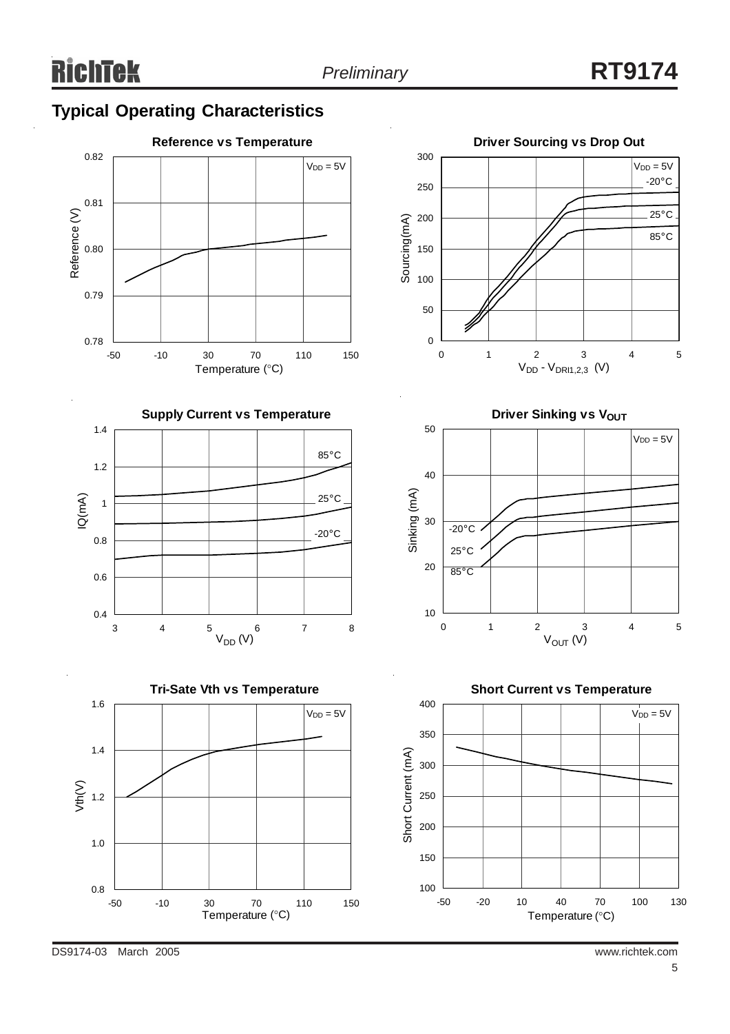## Typical Operating Characteristics

**Reference vs Temperature**

$V_{DD}$ = 5V

Reference (V): 0.78, 0.79, 0.80, 0.81, 0.82

Temperature (°C): -50, -10, 30, 70, 110, 150

**Driver Sourcing vs Drop Out**

$V_{DD}$ = 5V

-20°C, 25°C, 85°C

Sourcing(mA): 0, 50, 100, 150, 200, 250, 300

$V_{DD}$ - $V_{DRI1,2,3}$ (V): 0, 1, 2, 3, 4, 5

**Supply Current vs Temperature**

85°C, 25°C, -20°C

IQ(mA): 0.4, 0.6, 0.8, 1, 1.2, 1.4

$V_{DD}$ (V): 3, 4, 5, 6, 7, 8

**Driver Sinking vs $V_{OUT}$**

$V_{DD}$ = 5V

-20°C, 25°C, 85°C

Sinking (mA): 10, 20, 30, 40, 50

$V_{OUT}$ (V): 0, 1, 2, 3, 4, 5

**Tri-Sate Vth vs Temperature**

$V_{DD}$ = 5V

Vth(V): 0.8, 1.0, 1.2, 1.4, 1.6

Temperature (°C): -50, -10, 30, 70, 110, 150

**Short Current vs Temperature**

$V_{DD}$ = 5V

Short Current (mA): 100, 150, 200, 250, 300, 350, 400

Temperature (°C): -50, -20, 10, 40, 70, 100, 130

DS9174-03 March 2005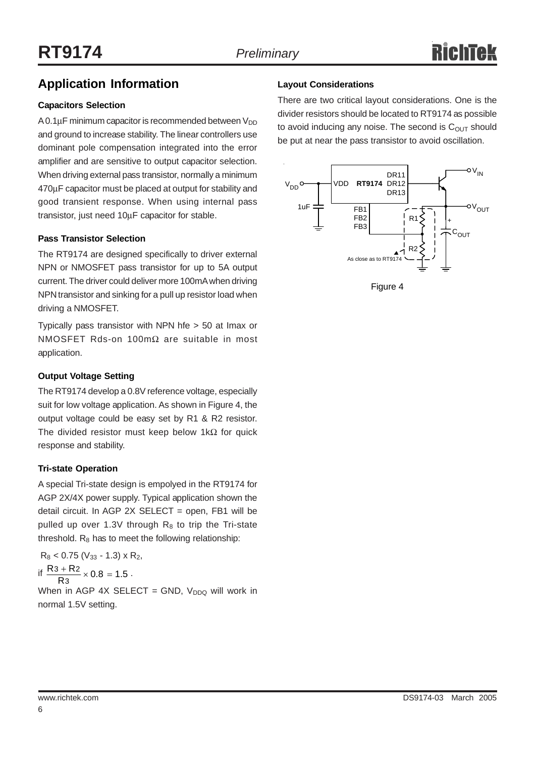## Application Information

### Capacitors Selection

A 0.1μF minimum capacitor is recommended between $V_{DD}$ and ground to increase stability. The linear controllers use dominant pole compensation integrated into the error amplifier and are sensitive to output capacitor selection. When driving external pass transistor, normally a minimum 470μF capacitor must be placed at output for stability and good transient response. When using internal pass transistor, just need 10μF capacitor for stable.

### Pass Transistor Selection

The RT9174 are designed specifically to driver external NPN or NMOSFET pass transistor for up to 5A output current. The driver could deliver more 100mA when driving NPN transistor and sinking for a pull up resistor load when driving a NMOSFET.

Typically pass transistor with NPN hfe > 50 at Imax or NMOSFET Rds-on 100mΩ are suitable in most application.

### Output Voltage Setting

The RT9174 develop a 0.8V reference voltage, especially suit for low voltage application. As shown in Figure 4, the output voltage could be easy set by R1 & R2 resistor. The divided resistor must keep below 1kΩ for quick response and stability.

### Tri-state Operation

A special Tri-state design is empolyed in the RT9174 for AGP 2X/4X power supply. Typical application shown the detail circuit. In AGP 2X SELECT = open, FB1 will be pulled up over 1.3V through $R_8$ to trip the Tri-state threshold. $R_8$ has to meet the following relationship:

$R_8 < 0.75\ (V_{33} - 1.3) \times R_2$,

if $\frac{R3 + R2}{R3} \times 0.8 = 1.5$ .

When in AGP 4X SELECT = GND, $V_{DDQ}$ will work in normal 1.5V setting.

### Layout Considerations

There are two critical layout considerations. One is the divider resistors should be located to RT9174 as possible to avoid inducing any noise. The second is $C_{OUT}$ should be put at near the pass transistor to avoid oscillation.

Figure 4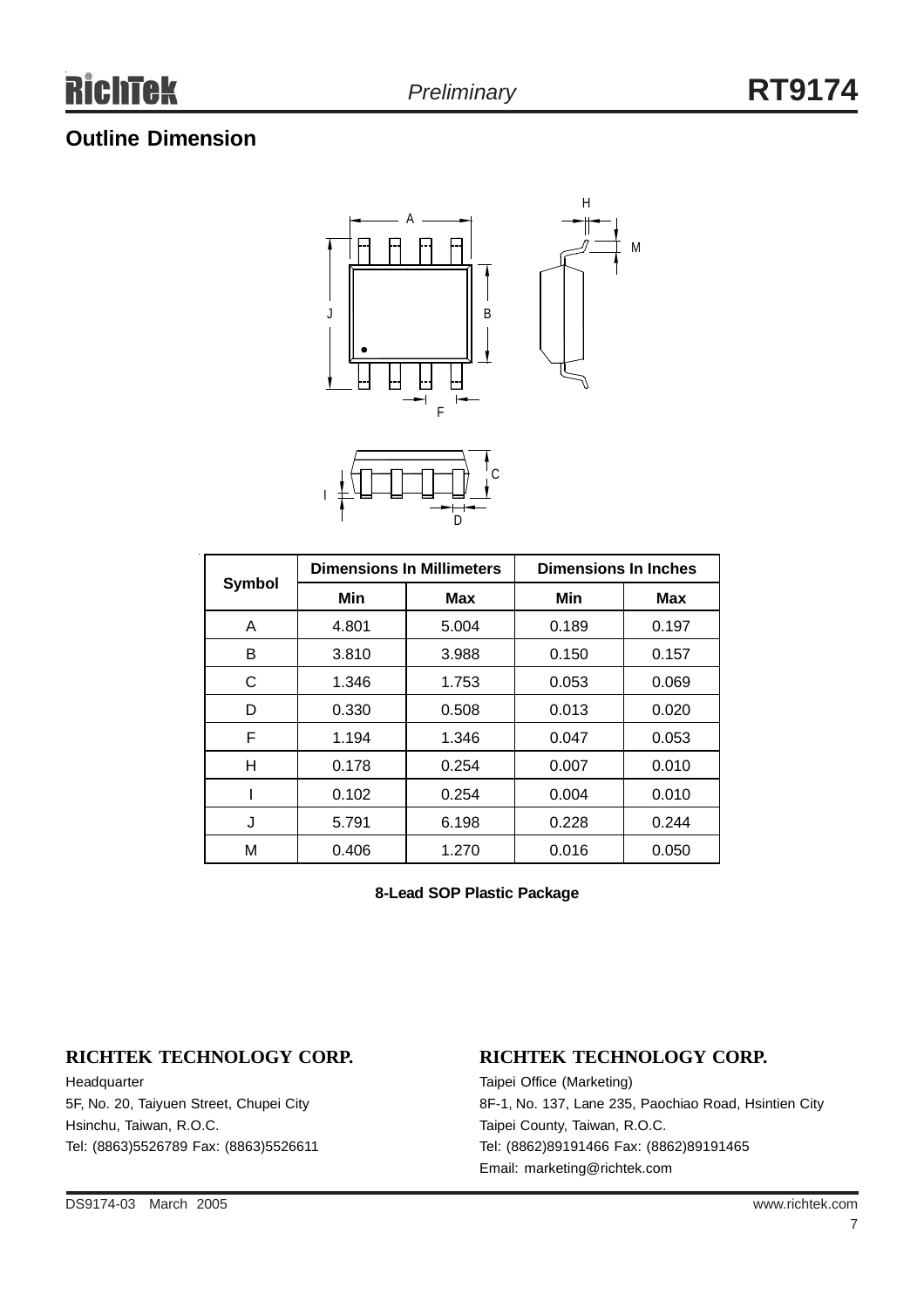## Outline Dimension

A
H
M
J
B
F
C
I
D

| Symbol | Dimensions In Millimeters | | Dimensions In Inches | |
|---|---|---|---|---|
| | Min | Max | Min | Max |
| A | 4.801 | 5.004 | 0.189 | 0.197 |
| B | 3.810 | 3.988 | 0.150 | 0.157 |
| C | 1.346 | 1.753 | 0.053 | 0.069 |
| D | 0.330 | 0.508 | 0.013 | 0.020 |
| F | 1.194 | 1.346 | 0.047 | 0.053 |
| H | 0.178 | 0.254 | 0.007 | 0.010 |
| I | 0.102 | 0.254 | 0.004 | 0.010 |
| J | 5.791 | 6.198 | 0.228 | 0.244 |
| M | 0.406 | 1.270 | 0.016 | 0.050 |

**8-Lead SOP Plastic Package**

**RICHTEK TECHNOLOGY CORP.**

Headquarter
5F, No. 20, Taiyuen Street, Chupei City
Hsinchu, Taiwan, R.O.C.
Tel: (8863)5526789 Fax: (8863)5526611

**RICHTEK TECHNOLOGY CORP.**

Taipei Office (Marketing)
8F-1, No. 137, Lane 235, Paochiao Road, Hsintien City
Taipei County, Taiwan, R.O.C.
Tel: (8862)89191466 Fax: (8862)89191465
Email: marketing@richtek.com